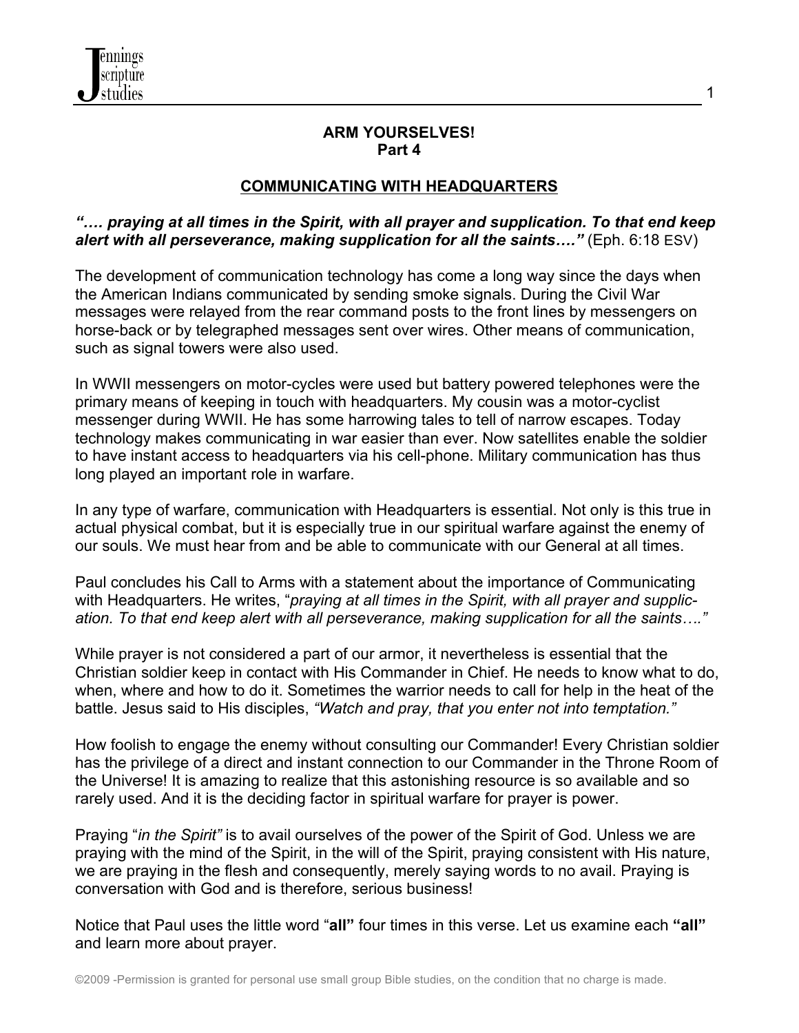# ARM YOURSELVES!
## Part 4

## COMMUNICATING WITH HEADQUARTERS

***"…. praying at all times in the Spirit, with all prayer and supplication. To that end keep alert with all perseverance, making supplication for all the saints…."*** (Eph. 6:18 ESV)

The development of communication technology has come a long way since the days when the American Indians communicated by sending smoke signals. During the Civil War messages were relayed from the rear command posts to the front lines by messengers on horse-back or by telegraphed messages sent over wires. Other means of communication, such as signal towers were also used.

In WWII messengers on motor-cycles were used but battery powered telephones were the primary means of keeping in touch with headquarters. My cousin was a motor-cyclist messenger during WWII. He has some harrowing tales to tell of narrow escapes. Today technology makes communicating in war easier than ever. Now satellites enable the soldier to have instant access to headquarters via his cell-phone. Military communication has thus long played an important role in warfare.

In any type of warfare, communication with Headquarters is essential. Not only is this true in actual physical combat, but it is especially true in our spiritual warfare against the enemy of our souls. We must hear from and be able to communicate with our General at all times.

Paul concludes his Call to Arms with a statement about the importance of Communicating with Headquarters. He writes, "*praying at all times in the Spirit, with all prayer and supplication. To that end keep alert with all perseverance, making supplication for all the saints…."*

While prayer is not considered a part of our armor, it nevertheless is essential that the Christian soldier keep in contact with His Commander in Chief. He needs to know what to do, when, where and how to do it. Sometimes the warrior needs to call for help in the heat of the battle. Jesus said to His disciples, *"Watch and pray, that you enter not into temptation."*

How foolish to engage the enemy without consulting our Commander! Every Christian soldier has the privilege of a direct and instant connection to our Commander in the Throne Room of the Universe! It is amazing to realize that this astonishing resource is so available and so rarely used. And it is the deciding factor in spiritual warfare for prayer is power.

Praying "*in the Spirit"* is to avail ourselves of the power of the Spirit of God. Unless we are praying with the mind of the Spirit, in the will of the Spirit, praying consistent with His nature, we are praying in the flesh and consequently, merely saying words to no avail. Praying is conversation with God and is therefore, serious business!

Notice that Paul uses the little word "**all"** four times in this verse. Let us examine each **"all"** and learn more about prayer.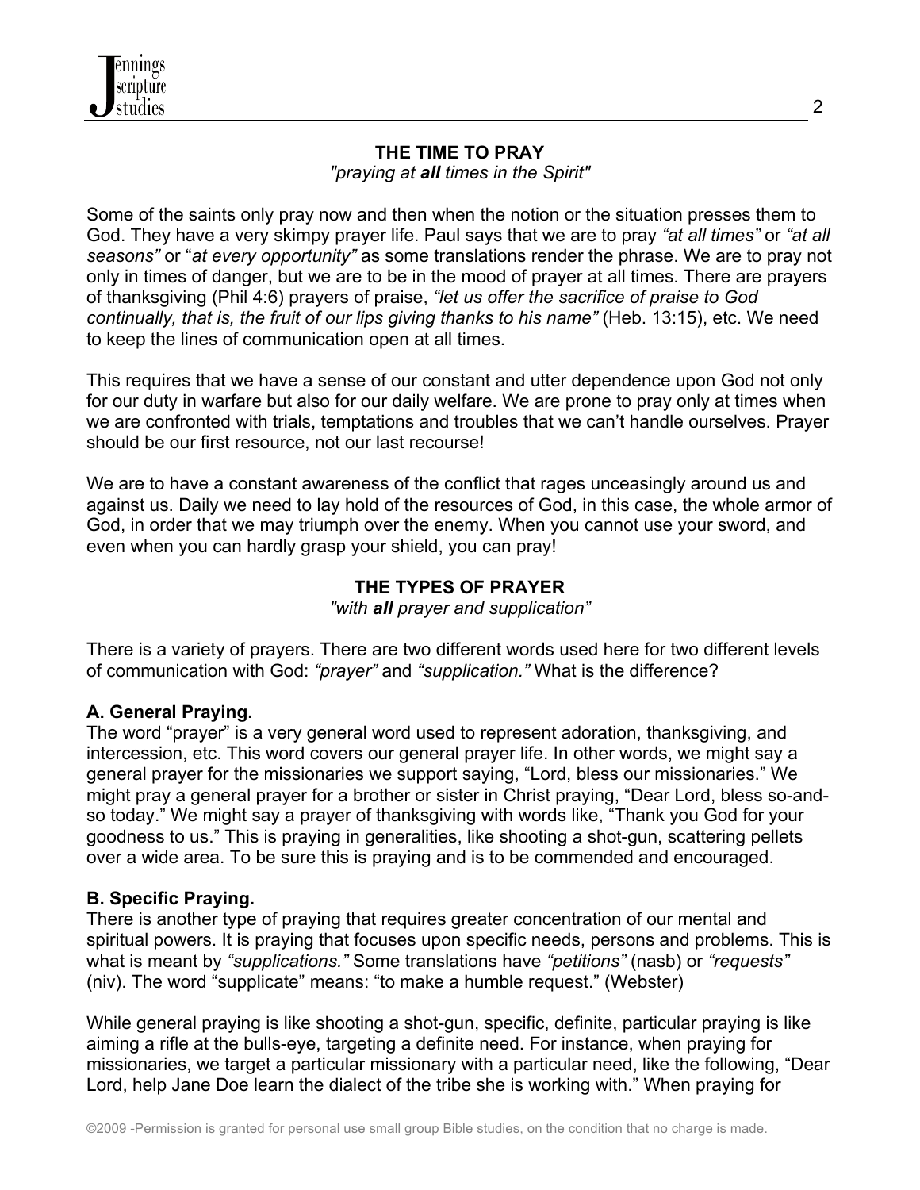## THE TIME TO PRAY

*"praying at* ***all*** *times in the Spirit"*

Some of the saints only pray now and then when the notion or the situation presses them to God. They have a very skimpy prayer life. Paul says that we are to pray *"at all times"* or *"at all seasons"* or "*at every opportunity"* as some translations render the phrase. We are to pray not only in times of danger, but we are to be in the mood of prayer at all times. There are prayers of thanksgiving (Phil 4:6) prayers of praise, *"let us offer the sacrifice of praise to God continually, that is, the fruit of our lips giving thanks to his name"* (Heb. 13:15), etc. We need to keep the lines of communication open at all times.

This requires that we have a sense of our constant and utter dependence upon God not only for our duty in warfare but also for our daily welfare. We are prone to pray only at times when we are confronted with trials, temptations and troubles that we can't handle ourselves. Prayer should be our first resource, not our last recourse!

We are to have a constant awareness of the conflict that rages unceasingly around us and against us. Daily we need to lay hold of the resources of God, in this case, the whole armor of God, in order that we may triumph over the enemy. When you cannot use your sword, and even when you can hardly grasp your shield, you can pray!

## THE TYPES OF PRAYER

*"with* ***all*** *prayer and supplication"*

There is a variety of prayers. There are two different words used here for two different levels of communication with God: *"prayer"* and *"supplication."* What is the difference?

**A. General Praying.**
The word "prayer" is a very general word used to represent adoration, thanksgiving, and intercession, etc. This word covers our general prayer life. In other words, we might say a general prayer for the missionaries we support saying, "Lord, bless our missionaries." We might pray a general prayer for a brother or sister in Christ praying, "Dear Lord, bless so-and-so today." We might say a prayer of thanksgiving with words like, "Thank you God for your goodness to us." This is praying in generalities, like shooting a shot-gun, scattering pellets over a wide area. To be sure this is praying and is to be commended and encouraged.

**B. Specific Praying.**
There is another type of praying that requires greater concentration of our mental and spiritual powers. It is praying that focuses upon specific needs, persons and problems. This is what is meant by *"supplications."* Some translations have *"petitions"* (nasb) or *"requests"* (niv). The word "supplicate" means: "to make a humble request." (Webster)

While general praying is like shooting a shot-gun, specific, definite, particular praying is like aiming a rifle at the bulls-eye, targeting a definite need. For instance, when praying for missionaries, we target a particular missionary with a particular need, like the following, "Dear Lord, help Jane Doe learn the dialect of the tribe she is working with." When praying for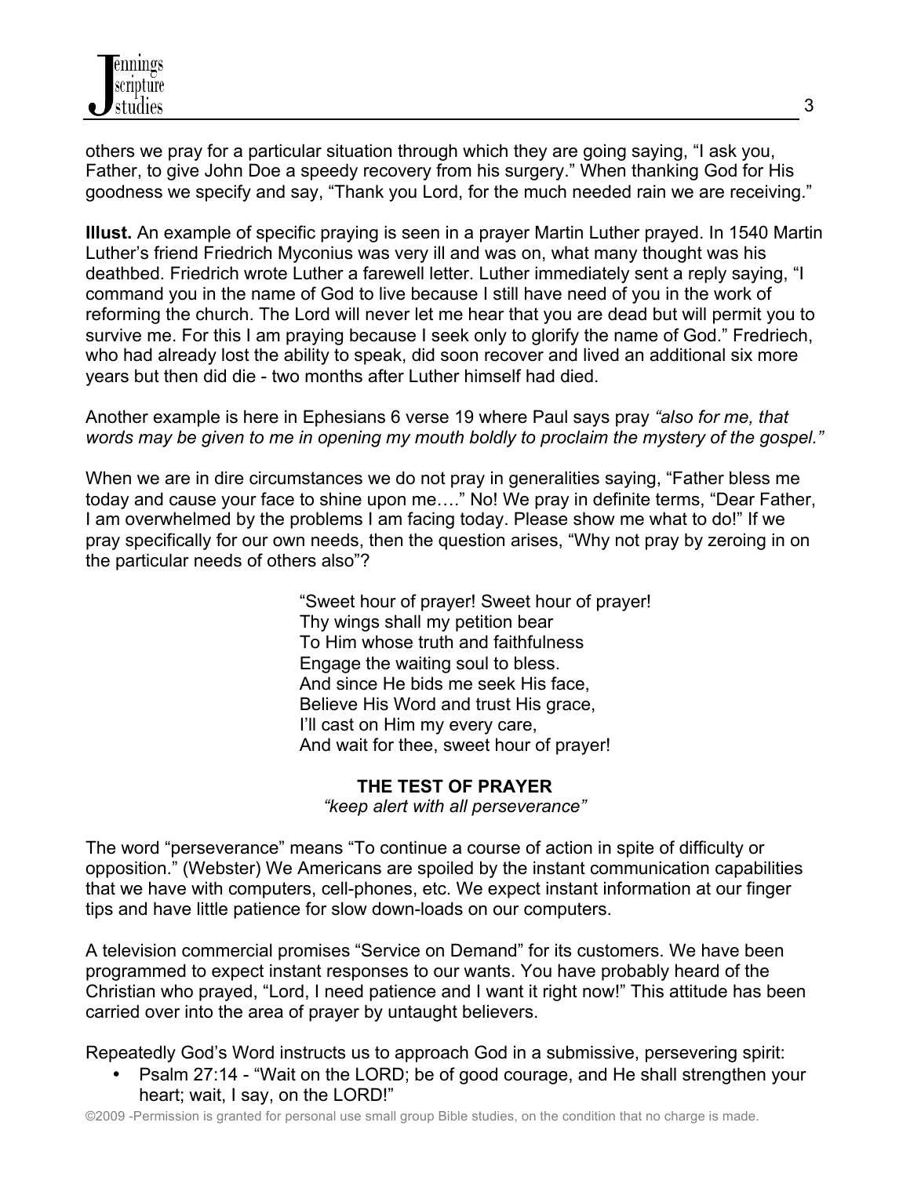others we pray for a particular situation through which they are going saying, "I ask you, Father, to give John Doe a speedy recovery from his surgery." When thanking God for His goodness we specify and say, "Thank you Lord, for the much needed rain we are receiving."

**Illust.** An example of specific praying is seen in a prayer Martin Luther prayed. In 1540 Martin Luther's friend Friedrich Myconius was very ill and was on, what many thought was his deathbed. Friedrich wrote Luther a farewell letter. Luther immediately sent a reply saying, "I command you in the name of God to live because I still have need of you in the work of reforming the church. The Lord will never let me hear that you are dead but will permit you to survive me. For this I am praying because I seek only to glorify the name of God." Fredriech, who had already lost the ability to speak, did soon recover and lived an additional six more years but then did die - two months after Luther himself had died.

Another example is here in Ephesians 6 verse 19 where Paul says pray *"also for me, that words may be given to me in opening my mouth boldly to proclaim the mystery of the gospel."*

When we are in dire circumstances we do not pray in generalities saying, "Father bless me today and cause your face to shine upon me…." No! We pray in definite terms, "Dear Father, I am overwhelmed by the problems I am facing today. Please show me what to do!" If we pray specifically for our own needs, then the question arises, "Why not pray by zeroing in on the particular needs of others also"?

> "Sweet hour of prayer! Sweet hour of prayer!
> Thy wings shall my petition bear
> To Him whose truth and faithfulness
> Engage the waiting soul to bless.
> And since He bids me seek His face,
> Believe His Word and trust His grace,
> I'll cast on Him my every care,
> And wait for thee, sweet hour of prayer!

## THE TEST OF PRAYER

*"keep alert with all perseverance"*

The word "perseverance" means "To continue a course of action in spite of difficulty or opposition." (Webster) We Americans are spoiled by the instant communication capabilities that we have with computers, cell-phones, etc. We expect instant information at our finger tips and have little patience for slow down-loads on our computers.

A television commercial promises "Service on Demand" for its customers. We have been programmed to expect instant responses to our wants. You have probably heard of the Christian who prayed, "Lord, I need patience and I want it right now!" This attitude has been carried over into the area of prayer by untaught believers.

Repeatedly God's Word instructs us to approach God in a submissive, persevering spirit:

- Psalm 27:14 - "Wait on the LORD; be of good courage, and He shall strengthen your heart; wait, I say, on the LORD!"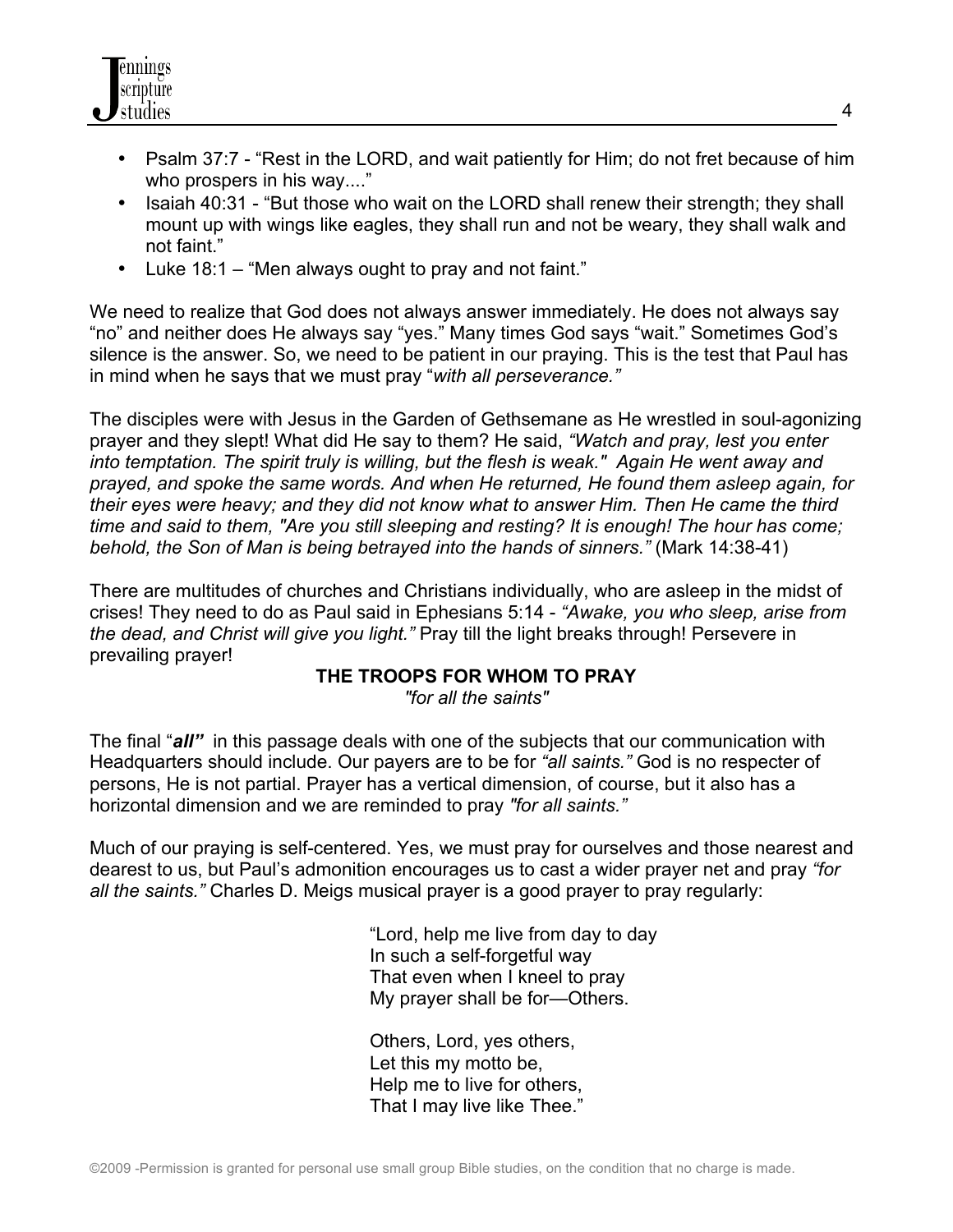- Psalm 37:7 - "Rest in the LORD, and wait patiently for Him; do not fret because of him who prospers in his way...."
- Isaiah 40:31 - "But those who wait on the LORD shall renew their strength; they shall mount up with wings like eagles, they shall run and not be weary, they shall walk and not faint."
- Luke 18:1 – "Men always ought to pray and not faint."

We need to realize that God does not always answer immediately. He does not always say "no" and neither does He always say "yes." Many times God says "wait." Sometimes God's silence is the answer. So, we need to be patient in our praying. This is the test that Paul has in mind when he says that we must pray "*with all perseverance."*

The disciples were with Jesus in the Garden of Gethsemane as He wrestled in soul-agonizing prayer and they slept! What did He say to them? He said, *"Watch and pray, lest you enter into temptation. The spirit truly is willing, but the flesh is weak." Again He went away and prayed, and spoke the same words. And when He returned, He found them asleep again, for their eyes were heavy; and they did not know what to answer Him. Then He came the third time and said to them, "Are you still sleeping and resting? It is enough! The hour has come; behold, the Son of Man is being betrayed into the hands of sinners."* (Mark 14:38-41)

There are multitudes of churches and Christians individually, who are asleep in the midst of crises! They need to do as Paul said in Ephesians 5:14 - *"Awake, you who sleep, arise from the dead, and Christ will give you light."* Pray till the light breaks through! Persevere in prevailing prayer!

**THE TROOPS FOR WHOM TO PRAY**

*"for all the saints"*

The final "***all"*** in this passage deals with one of the subjects that our communication with Headquarters should include. Our payers are to be for *"all saints."* God is no respecter of persons, He is not partial. Prayer has a vertical dimension, of course, but it also has a horizontal dimension and we are reminded to pray *"for all saints."*

Much of our praying is self-centered. Yes, we must pray for ourselves and those nearest and dearest to us, but Paul's admonition encourages us to cast a wider prayer net and pray *"for all the saints."* Charles D. Meigs musical prayer is a good prayer to pray regularly:

> "Lord, help me live from day to day
> In such a self-forgetful way
> That even when I kneel to pray
> My prayer shall be for—Others.
>
> Others, Lord, yes others,
> Let this my motto be,
> Help me to live for others,
> That I may live like Thee."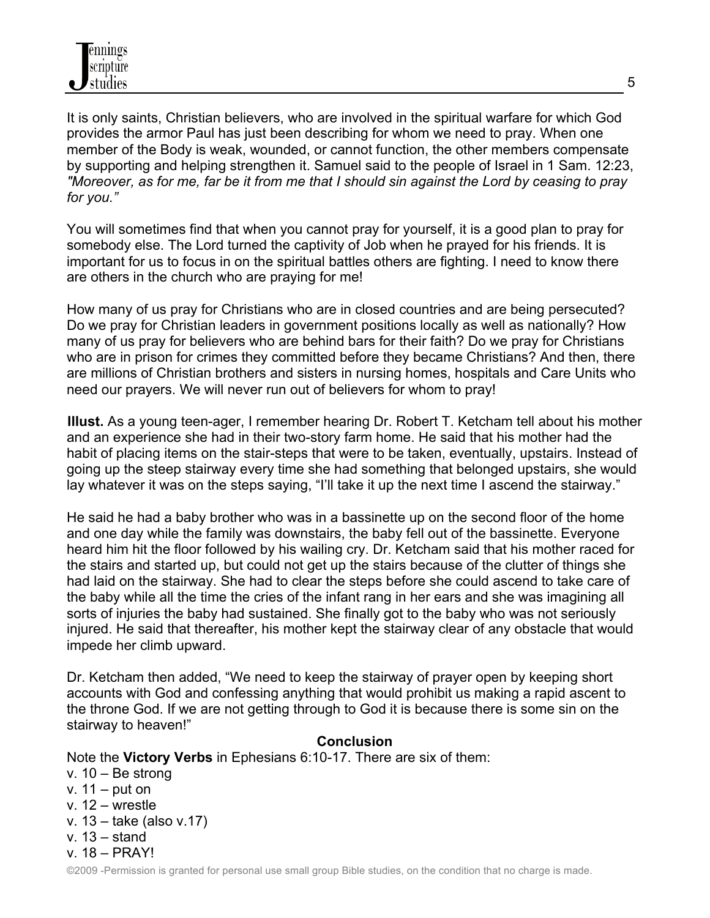It is only saints, Christian believers, who are involved in the spiritual warfare for which God provides the armor Paul has just been describing for whom we need to pray. When one member of the Body is weak, wounded, or cannot function, the other members compensate by supporting and helping strengthen it. Samuel said to the people of Israel in 1 Sam. 12:23, *"Moreover, as for me, far be it from me that I should sin against the Lord by ceasing to pray for you."*

You will sometimes find that when you cannot pray for yourself, it is a good plan to pray for somebody else. The Lord turned the captivity of Job when he prayed for his friends. It is important for us to focus in on the spiritual battles others are fighting. I need to know there are others in the church who are praying for me!

How many of us pray for Christians who are in closed countries and are being persecuted? Do we pray for Christian leaders in government positions locally as well as nationally? How many of us pray for believers who are behind bars for their faith? Do we pray for Christians who are in prison for crimes they committed before they became Christians? And then, there are millions of Christian brothers and sisters in nursing homes, hospitals and Care Units who need our prayers. We will never run out of believers for whom to pray!

**Illust.** As a young teen-ager, I remember hearing Dr. Robert T. Ketcham tell about his mother and an experience she had in their two-story farm home. He said that his mother had the habit of placing items on the stair-steps that were to be taken, eventually, upstairs. Instead of going up the steep stairway every time she had something that belonged upstairs, she would lay whatever it was on the steps saying, "I'll take it up the next time I ascend the stairway."

He said he had a baby brother who was in a bassinette up on the second floor of the home and one day while the family was downstairs, the baby fell out of the bassinette. Everyone heard him hit the floor followed by his wailing cry. Dr. Ketcham said that his mother raced for the stairs and started up, but could not get up the stairs because of the clutter of things she had laid on the stairway. She had to clear the steps before she could ascend to take care of the baby while all the time the cries of the infant rang in her ears and she was imagining all sorts of injuries the baby had sustained. She finally got to the baby who was not seriously injured. He said that thereafter, his mother kept the stairway clear of any obstacle that would impede her climb upward.

Dr. Ketcham then added, "We need to keep the stairway of prayer open by keeping short accounts with God and confessing anything that would prohibit us making a rapid ascent to the throne God. If we are not getting through to God it is because there is some sin on the stairway to heaven!"

## Conclusion

Note the **Victory Verbs** in Ephesians 6:10-17. There are six of them:

v. 10 – Be strong
v. 11 – put on
v. 12 – wrestle
v. 13 – take (also v.17)
v. 13 – stand
v. 18 – PRAY!

©2009 -Permission is granted for personal use small group Bible studies, on the condition that no charge is made.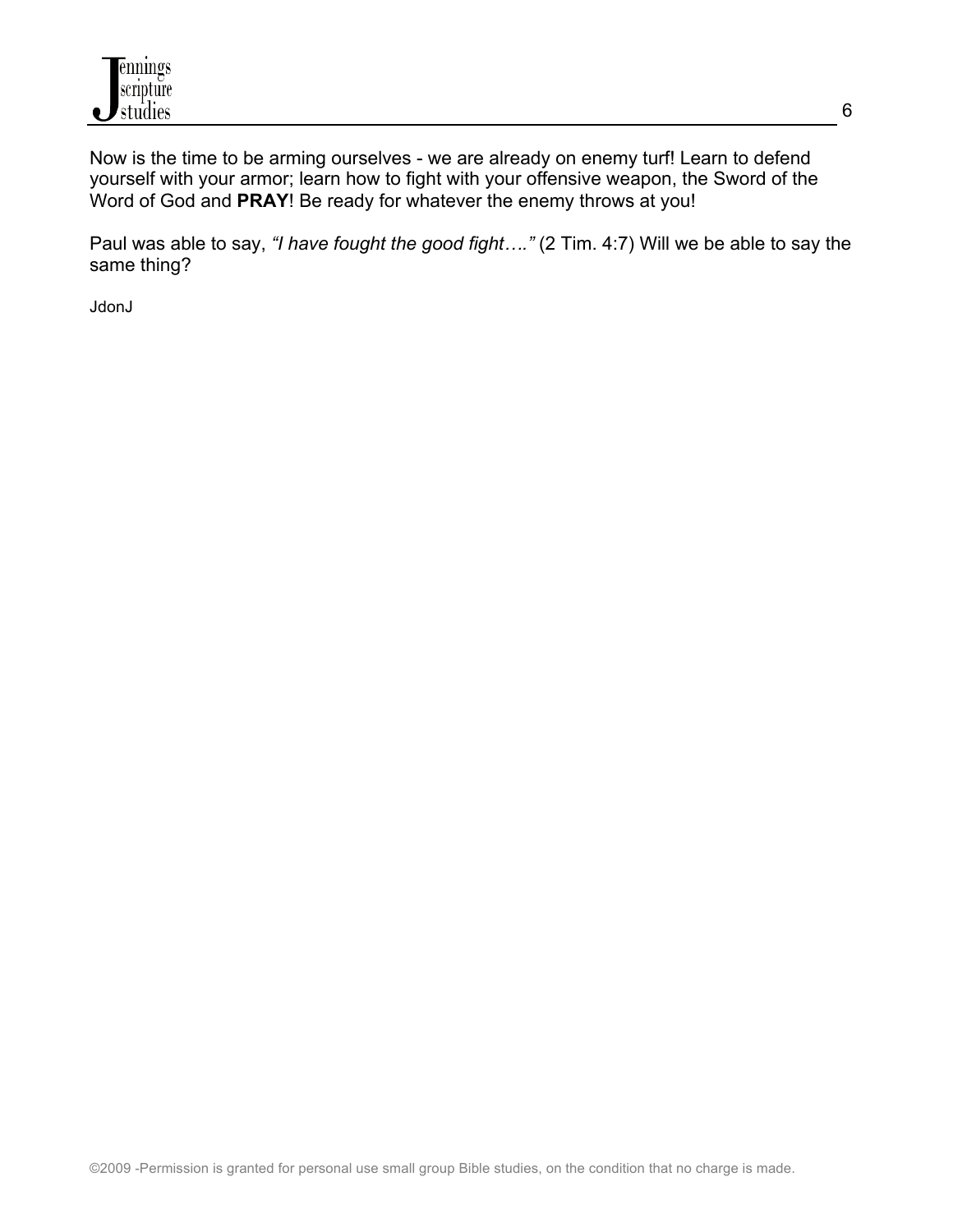Now is the time to be arming ourselves - we are already on enemy turf! Learn to defend yourself with your armor; learn how to fight with your offensive weapon, the Sword of the Word of God and **PRAY**! Be ready for whatever the enemy throws at you!

Paul was able to say, *"I have fought the good fight…."* (2 Tim. 4:7) Will we be able to say the same thing?

JdonJ